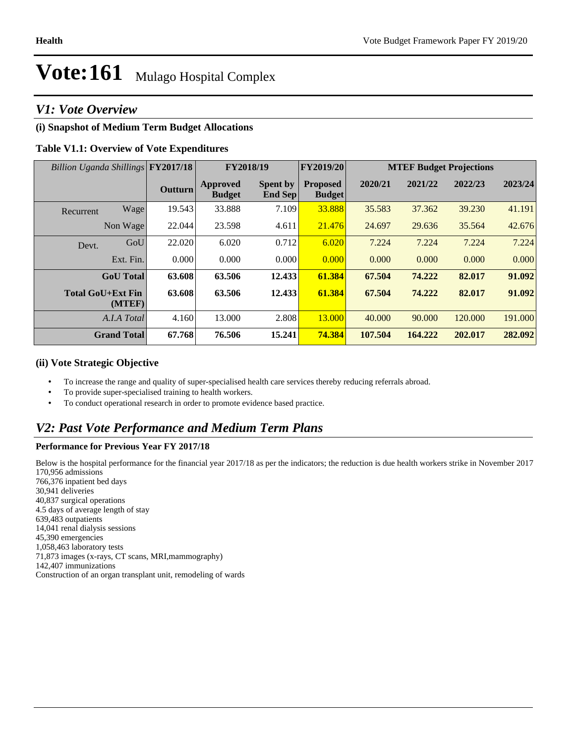# Vote:161 Mulago Hospital Complex

## V1: Vote Overview

### (i) Snapshot of Medium Term Budget Allocations

**Table V1.1: Overview of Vote Expenditures**

| *Billion Uganda Shillings* | | FY2017/18 | FY2018/19 | | FY2019/20 | MTEF Budget Projections | | | |
|---|---|---|---|---|---|---|---|---|---|
| | | **Outturn** | **Approved Budget** | **Spent by End Sep** | **Proposed Budget** | **2020/21** | **2021/22** | **2022/23** | **2023/24** |
| Recurrent | Wage | 19.543 | 33.888 | 7.109 | 33.888 | 35.583 | 37.362 | 39.230 | 41.191 |
| | Non Wage | 22.044 | 23.598 | 4.611 | 21.476 | 24.697 | 29.636 | 35.564 | 42.676 |
| Devt. | GoU | 22.020 | 6.020 | 0.712 | 6.020 | 7.224 | 7.224 | 7.224 | 7.224 |
| | Ext. Fin. | 0.000 | 0.000 | 0.000 | 0.000 | 0.000 | 0.000 | 0.000 | 0.000 |
| | **GoU Total** | **63.608** | **63.506** | **12.433** | **61.384** | **67.504** | **74.222** | **82.017** | **91.092** |
| | **Total GoU+Ext Fin (MTEF)** | **63.608** | **63.506** | **12.433** | **61.384** | **67.504** | **74.222** | **82.017** | **91.092** |
| | *A.I.A Total* | 4.160 | 13.000 | 2.808 | 13.000 | 40.000 | 90.000 | 120.000 | 191.000 |
| | **Grand Total** | **67.768** | **76.506** | **15.241** | **74.384** | **107.504** | **164.222** | **202.017** | **282.092** |

### (ii) Vote Strategic Objective

- To increase the range and quality of super-specialised health care services thereby reducing referrals abroad.
- To provide super-specialised training to health workers.
- To conduct operational research in order to promote evidence based practice.

## V2: Past Vote Performance and Medium Term Plans

**Performance for Previous Year FY 2017/18**

Below is the hospital performance for the financial year 2017/18 as per the indicators; the reduction is due health workers strike in November 2017
170,956 admissions
766,376 inpatient bed days
30,941 deliveries
40,837 surgical operations
4.5 days of average length of stay
639,483 outpatients
14,041 renal dialysis sessions
45,390 emergencies
1,058,463 laboratory tests
71,873 images (x-rays, CT scans, MRI,mammography)
142,407 immunizations
Construction of an organ transplant unit, remodeling of wards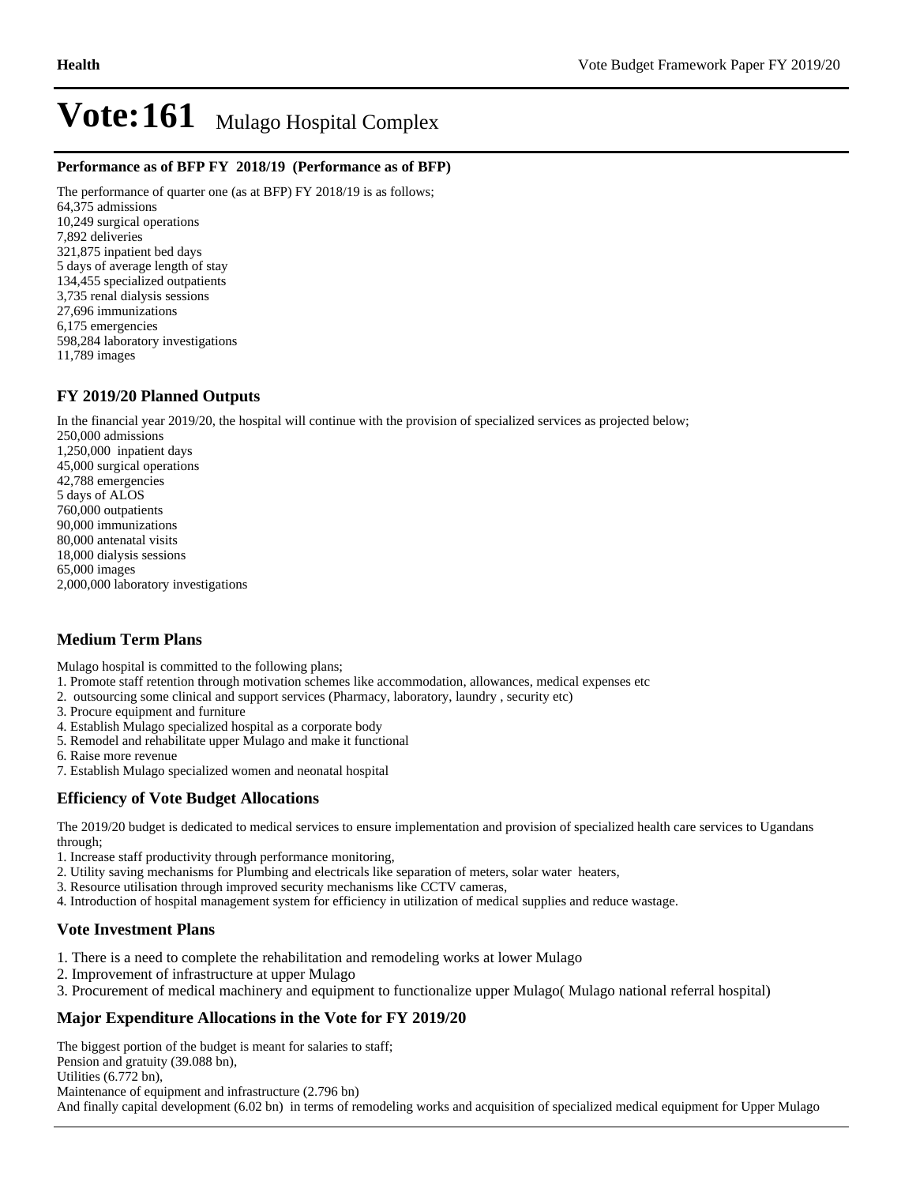# Vote:161 Mulago Hospital Complex

**Performance as of BFP FY 2018/19 (Performance as of BFP)**

The performance of quarter one (as at BFP) FY 2018/19 is as follows;
64,375 admissions
10,249 surgical operations
7,892 deliveries
321,875 inpatient bed days
5 days of average length of stay
134,455 specialized outpatients
3,735 renal dialysis sessions
27,696 immunizations
6,175 emergencies
598,284 laboratory investigations
11,789 images

### FY 2019/20 Planned Outputs

In the financial year 2019/20, the hospital will continue with the provision of specialized services as projected below;
250,000 admissions
1,250,000 inpatient days
45,000 surgical operations
42,788 emergencies
5 days of ALOS
760,000 outpatients
90,000 immunizations
80,000 antenatal visits
18,000 dialysis sessions
65,000 images
2,000,000 laboratory investigations

### Medium Term Plans

Mulago hospital is committed to the following plans;
1. Promote staff retention through motivation schemes like accommodation, allowances, medical expenses etc
2. outsourcing some clinical and support services (Pharmacy, laboratory, laundry , security etc)
3. Procure equipment and furniture
4. Establish Mulago specialized hospital as a corporate body
5. Remodel and rehabilitate upper Mulago and make it functional
6. Raise more revenue
7. Establish Mulago specialized women and neonatal hospital

### Efficiency of Vote Budget Allocations

The 2019/20 budget is dedicated to medical services to ensure implementation and provision of specialized health care services to Ugandans through;
1. Increase staff productivity through performance monitoring,
2. Utility saving mechanisms for Plumbing and electricals like separation of meters, solar water heaters,
3. Resource utilisation through improved security mechanisms like CCTV cameras,
4. Introduction of hospital management system for efficiency in utilization of medical supplies and reduce wastage.

### Vote Investment Plans

1. There is a need to complete the rehabilitation and remodeling works at lower Mulago
2. Improvement of infrastructure at upper Mulago
3. Procurement of medical machinery and equipment to functionalize upper Mulago( Mulago national referral hospital)

### Major Expenditure Allocations in the Vote for FY 2019/20

The biggest portion of the budget is meant for salaries to staff;
Pension and gratuity (39.088 bn),
Utilities (6.772 bn),
Maintenance of equipment and infrastructure (2.796 bn)
And finally capital development (6.02 bn) in terms of remodeling works and acquisition of specialized medical equipment for Upper Mulago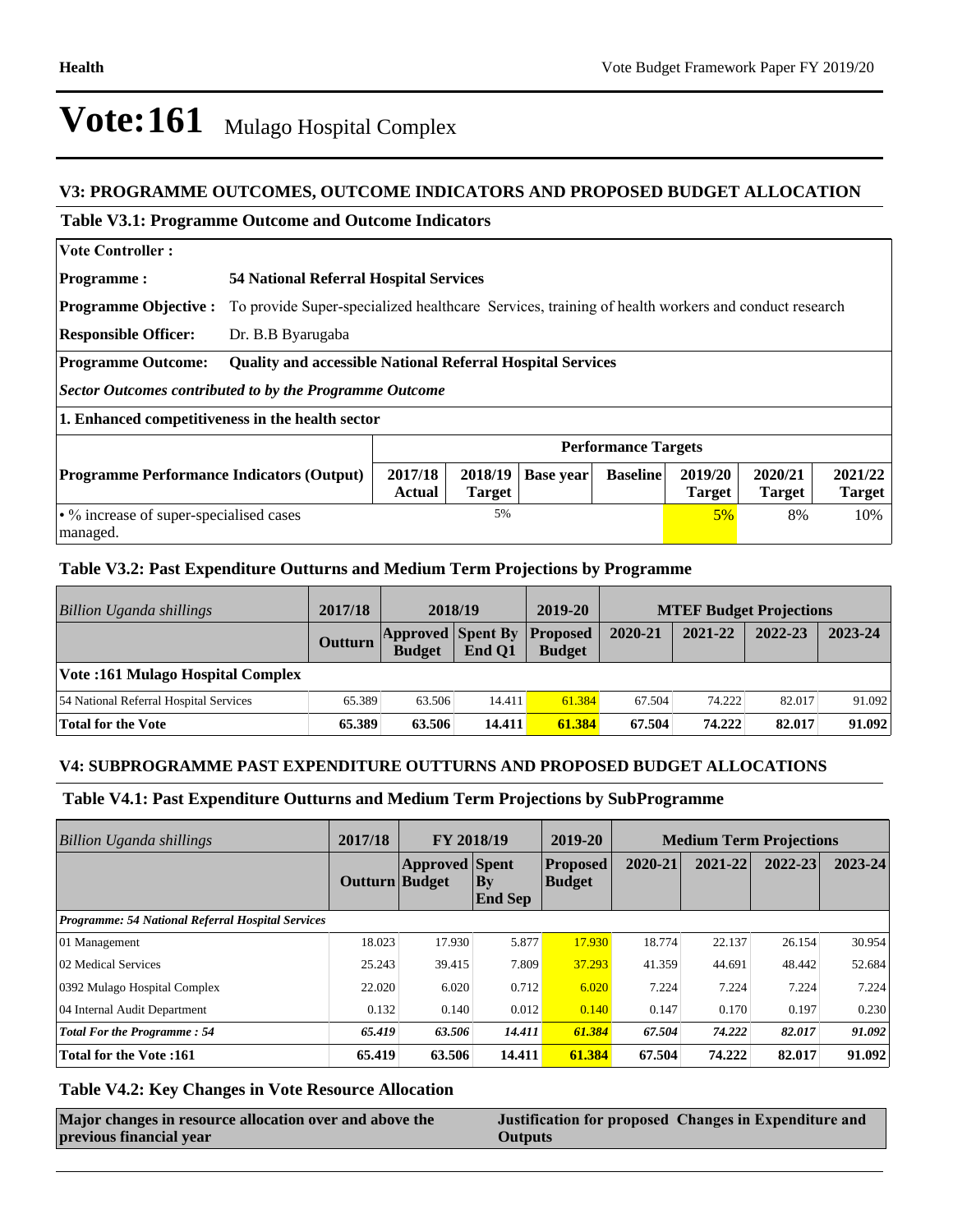# Vote:161 Mulago Hospital Complex

## V3: PROGRAMME OUTCOMES, OUTCOME INDICATORS AND PROPOSED BUDGET ALLOCATION

### Table V3.1: Programme Outcome and Outcome Indicators

| | |
|---|---|
| **Vote Controller :** | |
| **Programme :** | **54 National Referral Hospital Services** |
| **Programme Objective :** | To provide Super-specialized healthcare Services, training of health workers and conduct research |
| **Responsible Officer:** | Dr. B.B Byarugaba |
| **Programme Outcome:** | **Quality and accessible National Referral Hospital Services** |

***Sector Outcomes contributed to by the Programme Outcome***

**1. Enhanced competitiveness in the health sector**

| | Performance Targets | | | | | | |
|---|---|---|---|---|---|---|---|
| **Programme Performance Indicators (Output)** | **2017/18 Actual** | **2018/19 Target** | **Base year** | **Baseline** | **2019/20 Target** | **2020/21 Target** | **2021/22 Target** |
| • % increase of super-specialised cases managed. | | 5% | | | 5% | 8% | 10% |

### Table V3.2: Past Expenditure Outturns and Medium Term Projections by Programme

| *Billion Uganda shillings* | 2017/18 | 2018/19 | | 2019-20 | MTEF Budget Projections | | | |
|---|---|---|---|---|---|---|---|---|
| | **Outturn** | **Approved Budget** | **Spent By End Q1** | **Proposed Budget** | **2020-21** | **2021-22** | **2022-23** | **2023-24** |
| **Vote :161 Mulago Hospital Complex** | | | | | | | | |
| 54 National Referral Hospital Services | 65.389 | 63.506 | 14.411 | 61.384 | 67.504 | 74.222 | 82.017 | 91.092 |
| **Total for the Vote** | **65.389** | **63.506** | **14.411** | **61.384** | **67.504** | **74.222** | **82.017** | **91.092** |

## V4: SUBPROGRAMME PAST EXPENDITURE OUTTURNS AND PROPOSED BUDGET ALLOCATIONS

### Table V4.1: Past Expenditure Outturns and Medium Term Projections by SubProgramme

| *Billion Uganda shillings* | 2017/18 | FY 2018/19 | | 2019-20 | Medium Term Projections | | | |
|---|---|---|---|---|---|---|---|---|
| | **Outturn** | **Approved Budget** | **Spent By End Sep** | **Proposed Budget** | **2020-21** | **2021-22** | **2022-23** | **2023-24** |
| ***Programme: 54 National Referral Hospital Services*** | | | | | | | | |
| 01 Management | 18.023 | 17.930 | 5.877 | 17.930 | 18.774 | 22.137 | 26.154 | 30.954 |
| 02 Medical Services | 25.243 | 39.415 | 7.809 | 37.293 | 41.359 | 44.691 | 48.442 | 52.684 |
| 0392 Mulago Hospital Complex | 22.020 | 6.020 | 0.712 | 6.020 | 7.224 | 7.224 | 7.224 | 7.224 |
| 04 Internal Audit Department | 0.132 | 0.140 | 0.012 | 0.140 | 0.147 | 0.170 | 0.197 | 0.230 |
| ***Total For the Programme : 54*** | ***65.419*** | ***63.506*** | ***14.411*** | ***61.384*** | ***67.504*** | ***74.222*** | ***82.017*** | ***91.092*** |
| **Total for the Vote :161** | **65.419** | **63.506** | **14.411** | **61.384** | **67.504** | **74.222** | **82.017** | **91.092** |

### Table V4.2: Key Changes in Vote Resource Allocation

| **Major changes in resource allocation over and above the previous financial year** | **Justification for proposed Changes in Expenditure and Outputs** |
|---|---|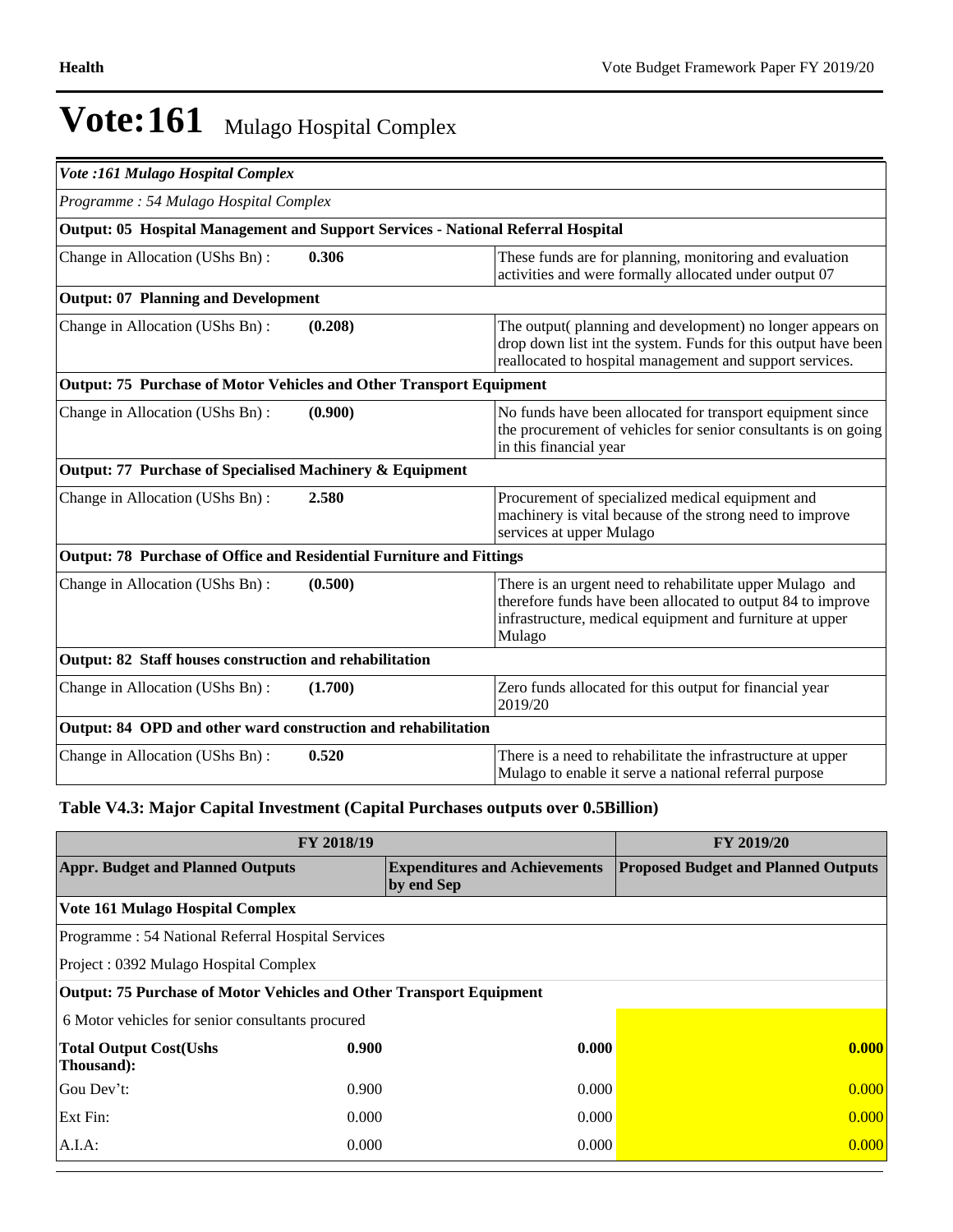# Vote:161 Mulago Hospital Complex

| *Vote :161 Mulago Hospital Complex* | | |
|---|---|---|
| *Programme : 54 Mulago Hospital Complex* | | |
| **Output: 05 Hospital Management and Support Services - National Referral Hospital** | | |
| Change in Allocation (UShs Bn) : | **0.306** | These funds are for planning, monitoring and evaluation activities and were formally allocated under output 07 |
| **Output: 07 Planning and Development** | | |
| Change in Allocation (UShs Bn) : | **(0.208)** | The output( planning and development) no longer appears on drop down list int the system. Funds for this output have been reallocated to hospital management and support services. |
| **Output: 75 Purchase of Motor Vehicles and Other Transport Equipment** | | |
| Change in Allocation (UShs Bn) : | **(0.900)** | No funds have been allocated for transport equipment since the procurement of vehicles for senior consultants is on going in this financial year |
| **Output: 77 Purchase of Specialised Machinery & Equipment** | | |
| Change in Allocation (UShs Bn) : | **2.580** | Procurement of specialized medical equipment and machinery is vital because of the strong need to improve services at upper Mulago |
| **Output: 78 Purchase of Office and Residential Furniture and Fittings** | | |
| Change in Allocation (UShs Bn) : | **(0.500)** | There is an urgent need to rehabilitate upper Mulago and therefore funds have been allocated to output 84 to improve infrastructure, medical equipment and furniture at upper Mulago |
| **Output: 82 Staff houses construction and rehabilitation** | | |
| Change in Allocation (UShs Bn) : | **(1.700)** | Zero funds allocated for this output for financial year 2019/20 |
| **Output: 84 OPD and other ward construction and rehabilitation** | | |
| Change in Allocation (UShs Bn) : | **0.520** | There is a need to rehabilitate the infrastructure at upper Mulago to enable it serve a national referral purpose |

### Table V4.3: Major Capital Investment (Capital Purchases outputs over 0.5Billion)

| FY 2018/19 | | | FY 2019/20 |
|---|---|---|---|
| **Appr. Budget and Planned Outputs** | | **Expenditures and Achievements by end Sep** | **Proposed Budget and Planned Outputs** |
| **Vote 161 Mulago Hospital Complex** | | | |
| Programme : 54 National Referral Hospital Services | | | |
| Project : 0392 Mulago Hospital Complex | | | |
| **Output: 75 Purchase of Motor Vehicles and Other Transport Equipment** | | | |
| 6 Motor vehicles for senior consultants procured | | | |
| **Total Output Cost(Ushs Thousand):** | **0.900** | **0.000** | **0.000** |
| Gou Dev't: | 0.900 | 0.000 | 0.000 |
| Ext Fin: | 0.000 | 0.000 | 0.000 |
| A.I.A: | 0.000 | 0.000 | 0.000 |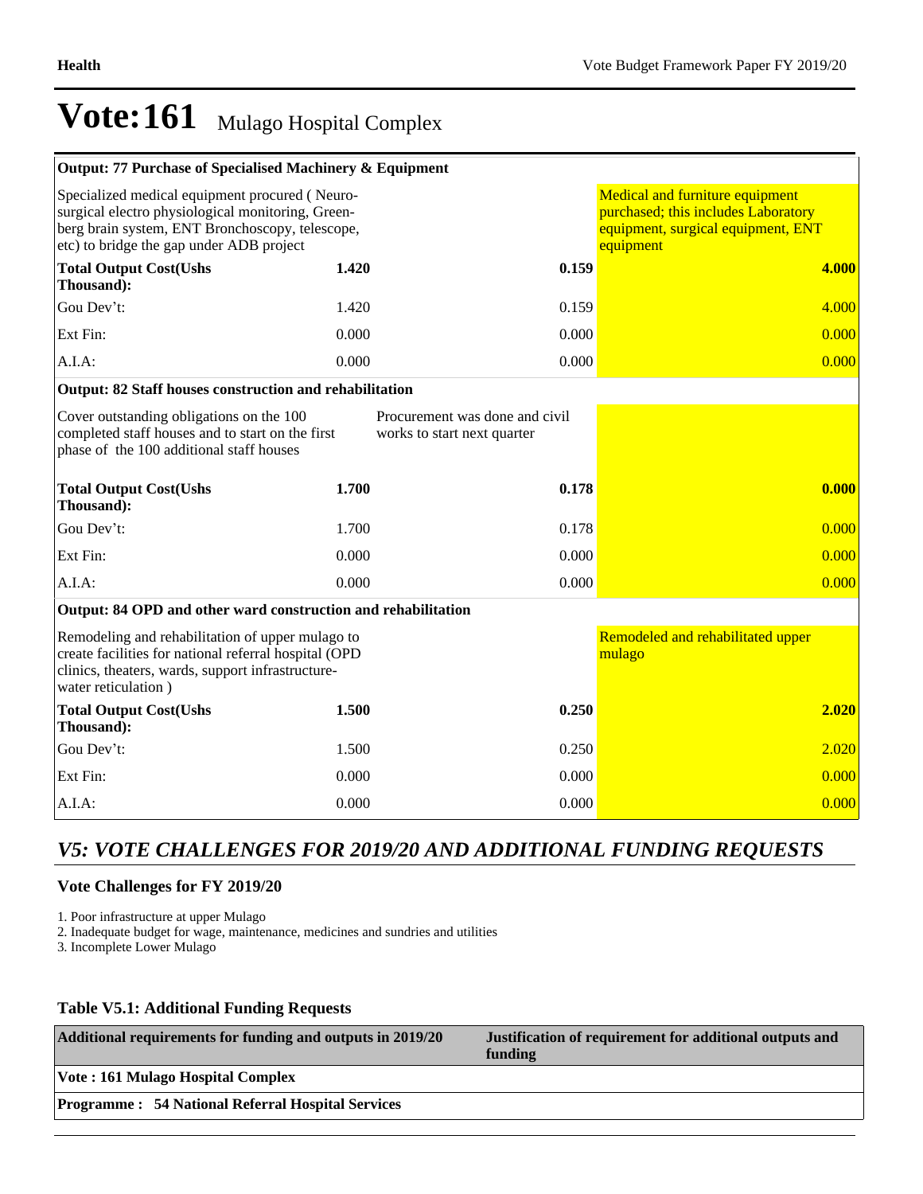# Vote:161 Mulago Hospital Complex

| Output: 77 Purchase of Specialised Machinery & Equipment | | | |
|---|---|---|---|
| Specialized medical equipment procured ( Neuro-surgical electro physiological monitoring, Green-berg brain system, ENT Bronchoscopy, telescope, etc) to bridge the gap under ADB project | | | Medical and furniture equipment purchased; this includes Laboratory equipment, surgical equipment, ENT equipment |
| **Total Output Cost(Ushs Thousand):** | **1.420** | **0.159** | **4.000** |
| Gou Dev't: | 1.420 | 0.159 | 4.000 |
| Ext Fin: | 0.000 | 0.000 | 0.000 |
| A.I.A: | 0.000 | 0.000 | 0.000 |
| **Output: 82 Staff houses construction and rehabilitation** | | | |
| Cover outstanding obligations on the 100 completed staff houses and to start on the first phase of the 100 additional staff houses | | Procurement was done and civil works to start next quarter | |
| **Total Output Cost(Ushs Thousand):** | **1.700** | **0.178** | **0.000** |
| Gou Dev't: | 1.700 | 0.178 | 0.000 |
| Ext Fin: | 0.000 | 0.000 | 0.000 |
| A.I.A: | 0.000 | 0.000 | 0.000 |
| **Output: 84 OPD and other ward construction and rehabilitation** | | | |
| Remodeling and rehabilitation of upper mulago to create facilities for national referral hospital (OPD clinics, theaters, wards, support infrastructure-water reticulation ) | | | Remodeled and rehabilitated upper mulago |
| **Total Output Cost(Ushs Thousand):** | **1.500** | **0.250** | **2.020** |
| Gou Dev't: | 1.500 | 0.250 | 2.020 |
| Ext Fin: | 0.000 | 0.000 | 0.000 |
| A.I.A: | 0.000 | 0.000 | 0.000 |

## *V5: VOTE CHALLENGES FOR 2019/20 AND ADDITIONAL FUNDING REQUESTS*

### Vote Challenges for FY 2019/20

1. Poor infrastructure at upper Mulago
2. Inadequate budget for wage, maintenance, medicines and sundries and utilities
3. Incomplete Lower Mulago

### Table V5.1: Additional Funding Requests

| Additional requirements for funding and outputs in 2019/20 | Justification of requirement for additional outputs and funding |
|---|---|
| **Vote : 161 Mulago Hospital Complex** | |
| **Programme : 54 National Referral Hospital Services** | |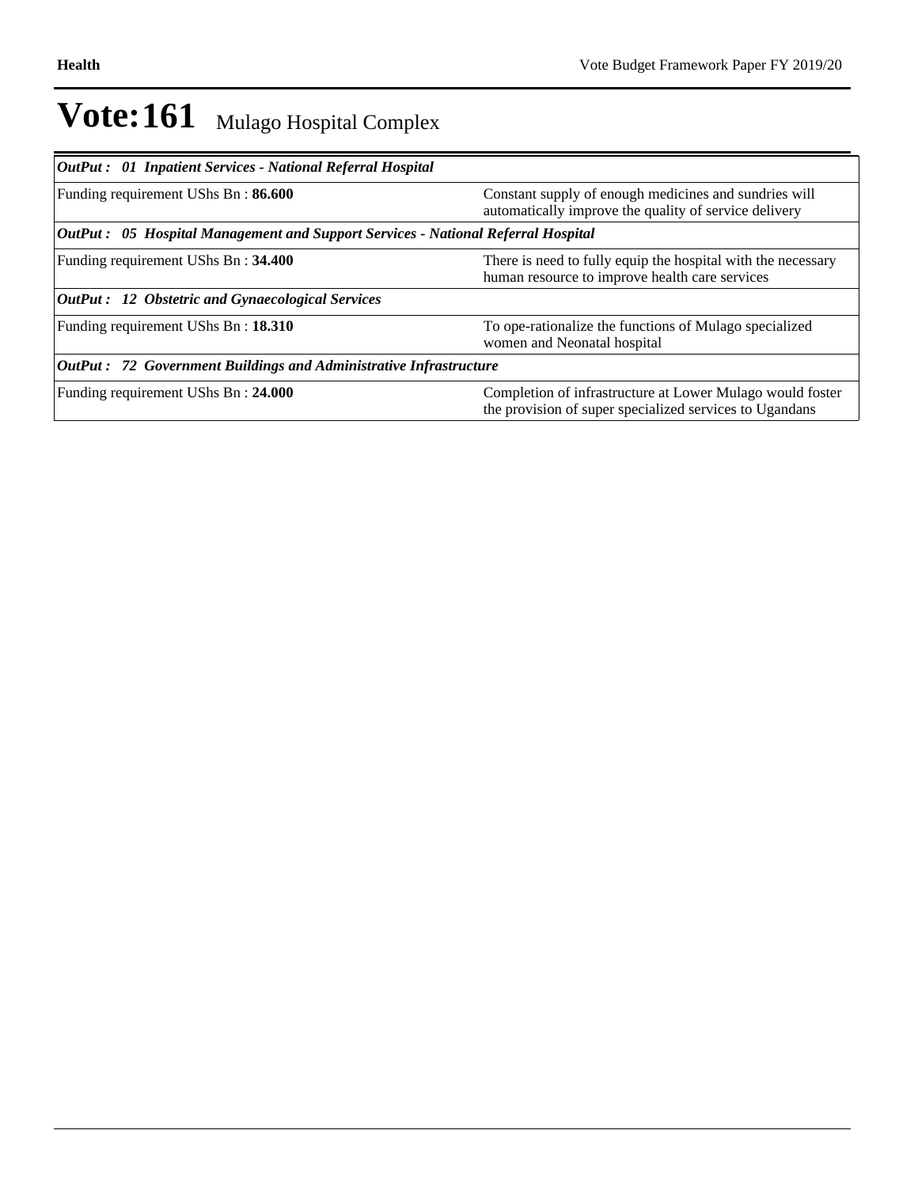# Vote:161 Mulago Hospital Complex

| | |
|---|---|
| ***OutPut : 01 Inpatient Services - National Referral Hospital*** | |
| Funding requirement UShs Bn : **86.600** | Constant supply of enough medicines and sundries will automatically improve the quality of service delivery |
| ***OutPut : 05 Hospital Management and Support Services - National Referral Hospital*** | |
| Funding requirement UShs Bn : **34.400** | There is need to fully equip the hospital with the necessary human resource to improve health care services |
| ***OutPut : 12 Obstetric and Gynaecological Services*** | |
| Funding requirement UShs Bn : **18.310** | To ope-rationalize the functions of Mulago specialized women and Neonatal hospital |
| ***OutPut : 72 Government Buildings and Administrative Infrastructure*** | |
| Funding requirement UShs Bn : **24.000** | Completion of infrastructure at Lower Mulago would foster the provision of super specialized services to Ugandans |